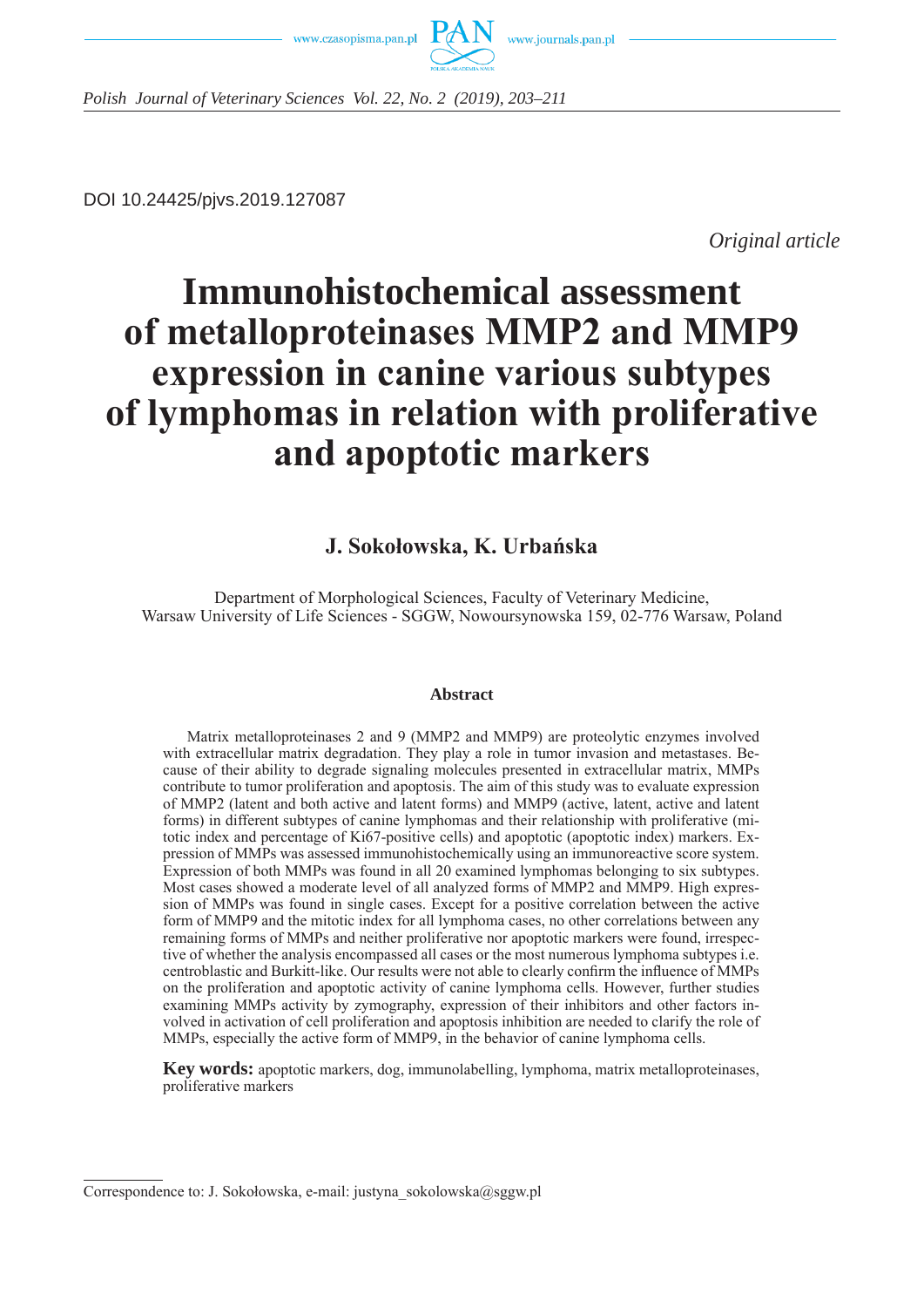DOI 10.24425/pjvs.2019.127087

*Original article*

# Immunohistochemical assessment of metalloproteinases MMP2 and MMP9 expression in canine various subtypes of lymphomas in relation with proliferative and apoptotic markers

**J. Sokołowska, K. Urbańska**

Department of Morphological Sciences, Faculty of Veterinary Medicine, Warsaw University of Life Sciences - SGGW, Nowoursynowska 159, 02-776 Warsaw, Poland

## Abstract

Matrix metalloproteinases 2 and 9 (MMP2 and MMP9) are proteolytic enzymes involved with extracellular matrix degradation. They play a role in tumor invasion and metastases. Because of their ability to degrade signaling molecules presented in extracellular matrix, MMPs contribute to tumor proliferation and apoptosis. The aim of this study was to evaluate expression of MMP2 (latent and both active and latent forms) and MMP9 (active, latent, active and latent forms) in different subtypes of canine lymphomas and their relationship with proliferative (mitotic index and percentage of Ki67-positive cells) and apoptotic (apoptotic index) markers. Expression of MMPs was assessed immunohistochemically using an immunoreactive score system. Expression of both MMPs was found in all 20 examined lymphomas belonging to six subtypes. Most cases showed a moderate level of all analyzed forms of MMP2 and MMP9. High expression of MMPs was found in single cases. Except for a positive correlation between the active form of MMP9 and the mitotic index for all lymphoma cases, no other correlations between any remaining forms of MMPs and neither proliferative nor apoptotic markers were found, irrespective of whether the analysis encompassed all cases or the most numerous lymphoma subtypes i.e. centroblastic and Burkitt-like. Our results were not able to clearly confirm the influence of MMPs on the proliferation and apoptotic activity of canine lymphoma cells. However, further studies examining MMPs activity by zymography, expression of their inhibitors and other factors involved in activation of cell proliferation and apoptosis inhibition are needed to clarify the role of MMPs, especially the active form of MMP9, in the behavior of canine lymphoma cells.

**Key words:** apoptotic markers, dog, immunolabelling, lymphoma, matrix metalloproteinases, proliferative markers

Correspondence to: J. Sokołowska, e-mail: justyna_sokolowska@sggw.pl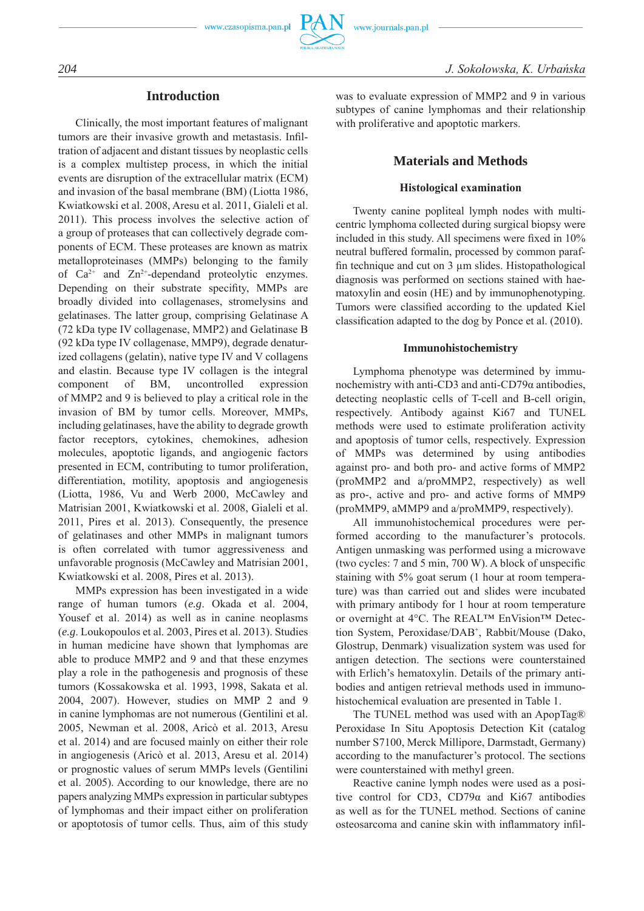## Introduction

Clinically, the most important features of malignant tumors are their invasive growth and metastasis. Infiltration of adjacent and distant tissues by neoplastic cells is a complex multistep process, in which the initial events are disruption of the extracellular matrix (ECM) and invasion of the basal membrane (BM) (Liotta 1986, Kwiatkowski et al. 2008, Aresu et al. 2011, Gialeli et al. 2011). This process involves the selective action of a group of proteases that can collectively degrade components of ECM. These proteases are known as matrix metalloproteinases (MMPs) belonging to the family of $Ca^{2+}$ and $Zn^{2+}$-dependand proteolytic enzymes. Depending on their substrate specifity, MMPs are broadly divided into collagenases, stromelysins and gelatinases. The latter group, comprising Gelatinase A (72 kDa type IV collagenase, MMP2) and Gelatinase B (92 kDa type IV collagenase, MMP9), degrade denaturized collagens (gelatin), native type IV and V collagens and elastin. Because type IV collagen is the integral component of BM, uncontrolled expression of MMP2 and 9 is believed to play a critical role in the invasion of BM by tumor cells. Moreover, MMPs, including gelatinases, have the ability to degrade growth factor receptors, cytokines, chemokines, adhesion molecules, apoptotic ligands, and angiogenic factors presented in ECM, contributing to tumor proliferation, differentiation, motility, apoptosis and angiogenesis (Liotta, 1986, Vu and Werb 2000, McCawley and Matrisian 2001, Kwiatkowski et al. 2008, Gialeli et al. 2011, Pires et al. 2013). Consequently, the presence of gelatinases and other MMPs in malignant tumors is often correlated with tumor aggressiveness and unfavorable prognosis (McCawley and Matrisian 2001, Kwiatkowski et al. 2008, Pires et al. 2013).

MMPs expression has been investigated in a wide range of human tumors (*e.g*. Okada et al. 2004, Yousef et al. 2014) as well as in canine neoplasms (*e.g*. Loukopoulos et al. 2003, Pires et al. 2013). Studies in human medicine have shown that lymphomas are able to produce MMP2 and 9 and that these enzymes play a role in the pathogenesis and prognosis of these tumors (Kossakowska et al. 1993, 1998, Sakata et al. 2004, 2007). However, studies on MMP 2 and 9 in canine lymphomas are not numerous (Gentilini et al. 2005, Newman et al. 2008, Aricò et al. 2013, Aresu et al. 2014) and are focused mainly on either their role in angiogenesis (Aricò et al. 2013, Aresu et al. 2014) or prognostic values of serum MMPs levels (Gentilini et al. 2005). According to our knowledge, there are no papers analyzing MMPs expression in particular subtypes of lymphomas and their impact either on proliferation or apoptosis of tumor cells. Thus, aim of this study was to evaluate expression of MMP2 and 9 in various subtypes of canine lymphomas and their relationship with proliferative and apoptotic markers.

## Materials and Methods

### Histological examination

Twenty canine popliteal lymph nodes with multicentric lymphoma collected during surgical biopsy were included in this study. All specimens were fixed in 10% neutral buffered formalin, processed by common paraffin technique and cut on 3 μm slides. Histopathological diagnosis was performed on sections stained with haematoxylin and eosin (HE) and by immunophenotyping. Tumors were classified according to the updated Kiel classification adapted to the dog by Ponce et al. (2010).

### Immunohistochemistry

Lymphoma phenotype was determined by immunochemistry with anti-CD3 and anti-CD79α antibodies, detecting neoplastic cells of T-cell and B-cell origin, respectively. Antibody against Ki67 and TUNEL methods were used to estimate proliferation activity and apoptosis of tumor cells, respectively. Expression of MMPs was determined by using antibodies against pro- and both pro- and active forms of MMP2 (proMMP2 and a/proMMP2, respectively) as well as pro-, active and pro- and active forms of MMP9 (proMMP9, aMMP9 and a/proMMP9, respectively).

All immunohistochemical procedures were performed according to the manufacturer's protocols. Antigen unmasking was performed using a microwave (two cycles: 7 and 5 min, 700 W). A block of unspecific staining with 5% goat serum (1 hour at room temperature) was than carried out and slides were incubated with primary antibody for 1 hour at room temperature or overnight at 4°C. The REAL™ EnVision™ Detection System, Peroxidase/DAB+, Rabbit/Mouse (Dako, Glostrup, Denmark) visualization system was used for antigen detection. The sections were counterstained with Erlich's hematoxylin. Details of the primary antibodies and antigen retrieval methods used in immunohistochemical evaluation are presented in Table 1.

The TUNEL method was used with an ApopTag® Peroxidase In Situ Apoptosis Detection Kit (catalog number S7100, Merck Millipore, Darmstadt, Germany) according to the manufacturer's protocol. The sections were counterstained with methyl green.

Reactive canine lymph nodes were used as a positive control for CD3, CD79α and Ki67 antibodies as well as for the TUNEL method. Sections of canine osteosarcoma and canine skin with inflammatory infil-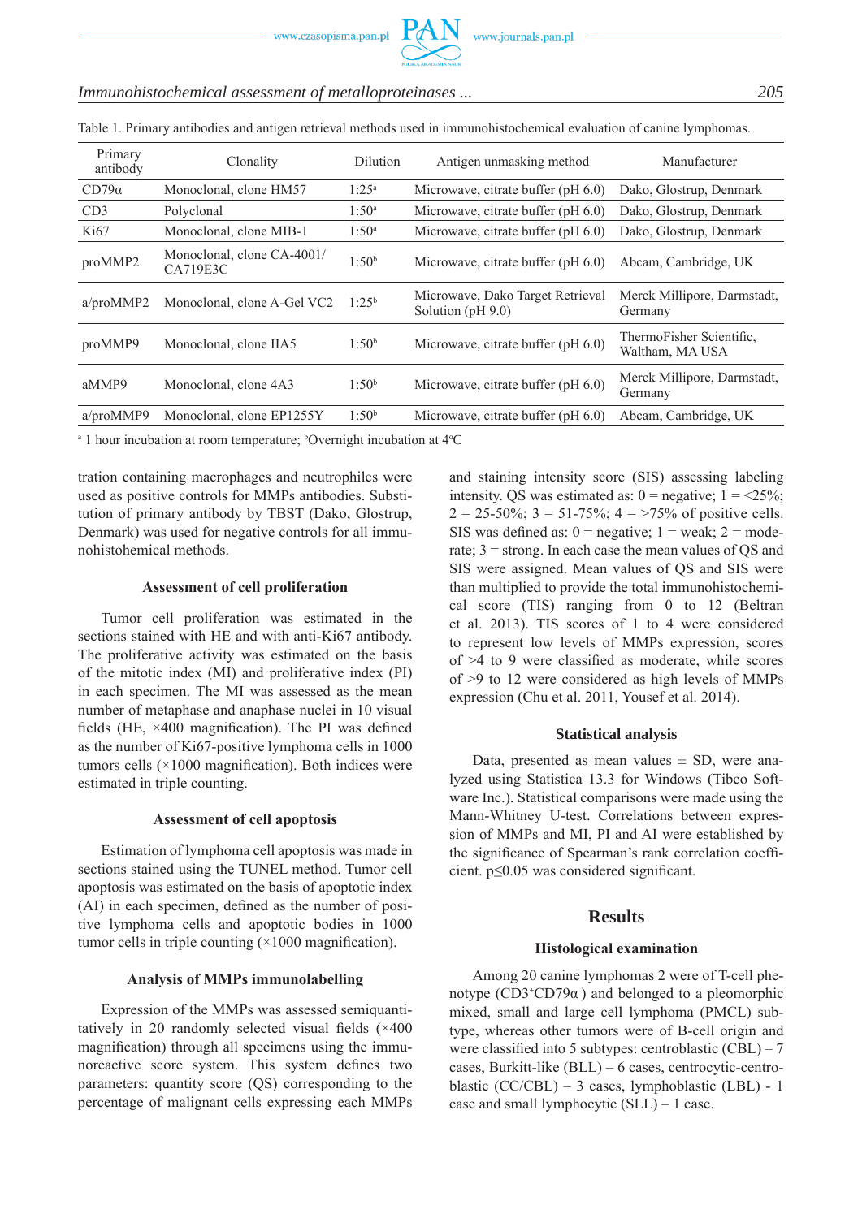Table 1. Primary antibodies and antigen retrieval methods used in immunohistochemical evaluation of canine lymphomas.

| Primary antibody | Clonality | Dilution | Antigen unmasking method | Manufacturer |
|---|---|---|---|---|
| CD79α | Monoclonal, clone HM57 | 1:25[a] | Microwave, citrate buffer (pH 6.0) | Dako, Glostrup, Denmark |
| CD3 | Polyclonal | 1:50[a] | Microwave, citrate buffer (pH 6.0) | Dako, Glostrup, Denmark |
| Ki67 | Monoclonal, clone MIB-1 | 1:50[a] | Microwave, citrate buffer (pH 6.0) | Dako, Glostrup, Denmark |
| proMMP2 | Monoclonal, clone CA-4001/ CA719E3C | 1:50[b] | Microwave, citrate buffer (pH 6.0) | Abcam, Cambridge, UK |
| a/proMMP2 | Monoclonal, clone A-Gel VC2 | 1:25[b] | Microwave, Dako Target Retrieval Solution (pH 9.0) | Merck Millipore, Darmstadt, Germany |
| proMMP9 | Monoclonal, clone IIA5 | 1:50[b] | Microwave, citrate buffer (pH 6.0) | ThermoFisher Scientific, Waltham, MA USA |
| aMMP9 | Monoclonal, clone 4A3 | 1:50[b] | Microwave, citrate buffer (pH 6.0) | Merck Millipore, Darmstadt, Germany |
| a/proMMP9 | Monoclonal, clone EP1255Y | 1:50[b] | Microwave, citrate buffer (pH 6.0) | Abcam, Cambridge, UK |

[a] 1 hour incubation at room temperature; [b]Overnight incubation at 4°C

tration containing macrophages and neutrophiles were used as positive controls for MMPs antibodies. Substitution of primary antibody by TBST (Dako, Glostrup, Denmark) was used for negative controls for all immunohistochemical methods.

### Assessment of cell proliferation

Tumor cell proliferation was estimated in the sections stained with HE and with anti-Ki67 antibody. The proliferative activity was estimated on the basis of the mitotic index (MI) and proliferative index (PI) in each specimen. The MI was assessed as the mean number of metaphase and anaphase nuclei in 10 visual fields (HE, ×400 magnification). The PI was defined as the number of Ki67-positive lymphoma cells in 1000 tumors cells (×1000 magnification). Both indices were estimated in triple counting.

### Assessment of cell apoptosis

Estimation of lymphoma cell apoptosis was made in sections stained using the TUNEL method. Tumor cell apoptosis was estimated on the basis of apoptotic index (AI) in each specimen, defined as the number of positive lymphoma cells and apoptotic bodies in 1000 tumor cells in triple counting (×1000 magnification).

### Analysis of MMPs immunolabelling

Expression of the MMPs was assessed semiquantitatively in 20 randomly selected visual fields (×400 magnification) through all specimens using the immunoreactive score system. This system defines two parameters: quantity score (QS) corresponding to the percentage of malignant cells expressing each MMPs and staining intensity score (SIS) assessing labeling intensity. QS was estimated as: 0 = negative; 1 = <25%; 2 = 25-50%; 3 = 51-75%; 4 = >75% of positive cells. SIS was defined as: 0 = negative; 1 = weak; 2 = moderate; 3 = strong. In each case the mean values of QS and SIS were assigned. Mean values of QS and SIS were than multiplied to provide the total immunohistochemical score (TIS) ranging from 0 to 12 (Beltran et al. 2013). TIS scores of 1 to 4 were considered to represent low levels of MMPs expression, scores of >4 to 9 were classified as moderate, while scores of >9 to 12 were considered as high levels of MMPs expression (Chu et al. 2011, Yousef et al. 2014).

### Statistical analysis

Data, presented as mean values ± SD, were analyzed using Statistica 13.3 for Windows (Tibco Software Inc.). Statistical comparisons were made using the Mann-Whitney U-test. Correlations between expression of MMPs and MI, PI and AI were established by the significance of Spearman's rank correlation coefficient. $p \leq 0.05$ was considered significant.

## Results

### Histological examination

Among 20 canine lymphomas 2 were of T-cell phenotype ($CD3^{+}CD79\alpha^{-}$) and belonged to a pleomorphic mixed, small and large cell lymphoma (PMCL) subtype, whereas other tumors were of B-cell origin and were classified into 5 subtypes: centroblastic (CBL) – 7 cases, Burkitt-like (BLL) – 6 cases, centrocytic-centroblastic (CC/CBL) – 3 cases, lymphoblastic (LBL) - 1 case and small lymphocytic (SLL) – 1 case.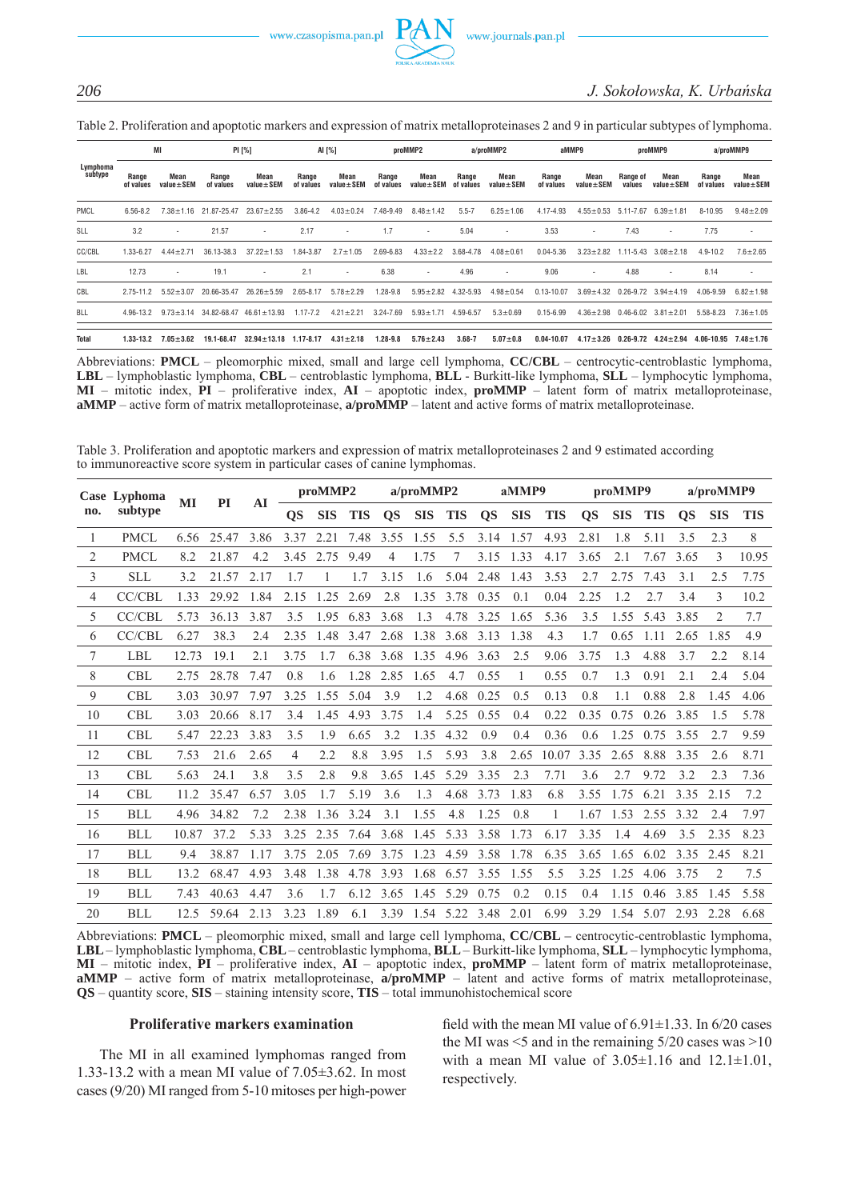Table 2. Proliferation and apoptotic markers and expression of matrix metalloproteinases 2 and 9 in particular subtypes of lymphoma.

| Lymphoma subtype | MI | | PI [%] | | AI [%] | | proMMP2 | | a/proMMP2 | | aMMP9 | | proMMP9 | | a/proMMP9 | |
|---|---|---|---|---|---|---|---|---|---|---|---|---|---|---|---|---|
| | Range of values | Mean value±SEM | Range of values | Mean value±SEM | Range of values | Mean value±SEM | Range of values | Mean value±SEM | Range of values | Mean value±SEM | Range of values | Mean value±SEM | Range of values | Mean value±SEM | Range of values | Mean value±SEM |
| PMCL | 6.56-8.2 | 7.38±1.16 | 21.87-25.47 | 23.67±2.55 | 3.86-4.2 | 4.03±0.24 | 7.48-9.49 | 8.48±1.42 | 5.5-7 | 6.25±1.06 | 4.17-4.93 | 4.55±0.53 | 5.11-7.67 | 6.39±1.81 | 8-10.95 | 9.48±2.09 |
| SLL | 3.2 | - | 21.57 | - | 2.17 | - | 1.7 | - | 5.04 | - | 3.53 | - | 7.43 | - | 7.75 | - |
| CC/CBL | 1.33-6.27 | 4.44±2.71 | 36.13-38.3 | 37.22±1.53 | 1.84-3.87 | 2.7±1.05 | 2.69-6.83 | 4.33±2.2 | 3.68-4.78 | 4.08±0.61 | 0.04-5.36 | 3.23±2.82 | 1.11-5.43 | 3.08±2.18 | 4.9-10.2 | 7.6±2.65 |
| LBL | 12.73 | - | 19.1 | - | 2.1 | - | 6.38 | - | 4.96 | - | 9.06 | - | 4.88 | - | 8.14 | - |
| CBL | 2.75-11.2 | 5.52±3.07 | 20.66-35.47 | 26.26±5.59 | 2.65-8.17 | 5.78±2.29 | 1.28-9.8 | 5.95±2.82 | 4.32-5.93 | 4.98±0.54 | 0.13-10.07 | 3.69±4.32 | 0.26-9.72 | 3.94±4.19 | 4.06-9.59 | 6.82±1.98 |
| BLL | 4.96-13.2 | 9.73±3.14 | 34.82-68.47 | 46.61±13.93 | 1.17-7.2 | 4.21±2.21 | 3.24-7.69 | 5.93±1.71 | 4.59-6.57 | 5.3±0.69 | 0.15-6.99 | 4.36±2.98 | 0.46-6.02 | 3.81±2.01 | 5.58-8.23 | 7.36±1.05 |
| **Total** | **1.33-13.2** | **7.05±3.62** | **19.1-68.47** | **32.94±13.18** | **1.17-8.17** | **4.31±2.18** | **1.28-9.8** | **5.76±2.43** | **3.68-7** | **5.07±0.8** | **0.04-10.07** | **4.17±3.26** | **0.26-9.72** | **4.24±2.94** | **4.06-10.95** | **7.48±1.76** |

Abbreviations: **PMCL** – pleomorphic mixed, small and large cell lymphoma, **CC/CBL** – centrocytic-centroblastic lymphoma, **LBL** – lymphoblastic lymphoma, **CBL** – centroblastic lymphoma, **BLL** - Burkitt-like lymphoma, **SLL** – lymphocytic lymphoma, **MI** – mitotic index, **PI** – proliferative index, **AI** – apoptotic index, **proMMP** – latent form of matrix metalloproteinase, **aMMP** – active form of matrix metalloproteinase, **a/proMMP** – latent and active forms of matrix metalloproteinase.

Table 3. Proliferation and apoptotic markers and expression of matrix metalloproteinases 2 and 9 estimated according to immunoreactive score system in particular cases of canine lymphomas.

| Case no. | Lyphoma subtype | MI | PI | AI | proMMP2 | | | a/proMMP2 | | | aMMP9 | | | proMMP9 | | | a/proMMP9 | | |
|---|---|---|---|---|---|---|---|---|---|---|---|---|---|---|---|---|---|---|---|
| | | | | | QS | SIS | TIS | QS | SIS | TIS | QS | SIS | TIS | QS | SIS | TIS | QS | SIS | TIS |
| 1 | PMCL | 6.56 | 25.47 | 3.86 | 3.37 | 2.21 | 7.48 | 3.55 | 1.55 | 5.5 | 3.14 | 1.57 | 4.93 | 2.81 | 1.8 | 5.11 | 3.5 | 2.3 | 8 |
| 2 | PMCL | 8.2 | 21.87 | 4.2 | 3.45 | 2.75 | 9.49 | 4 | 1.75 | 7 | 3.15 | 1.33 | 4.17 | 3.65 | 2.1 | 7.67 | 3.65 | 3 | 10.95 |
| 3 | SLL | 3.2 | 21.57 | 2.17 | 1.7 | 1 | 1.7 | 3.15 | 1.6 | 5.04 | 2.48 | 1.43 | 3.53 | 2.7 | 2.75 | 7.43 | 3.1 | 2.5 | 7.75 |
| 4 | CC/CBL | 1.33 | 29.92 | 1.84 | 2.15 | 1.25 | 2.69 | 2.8 | 1.35 | 3.78 | 0.35 | 0.1 | 0.04 | 2.25 | 1.2 | 2.7 | 3.4 | 3 | 10.2 |
| 5 | CC/CBL | 5.73 | 36.13 | 3.87 | 3.5 | 1.95 | 6.83 | 3.68 | 1.3 | 4.78 | 3.25 | 1.65 | 5.36 | 3.5 | 1.55 | 5.43 | 3.85 | 2 | 7.7 |
| 6 | CC/CBL | 6.27 | 38.3 | 2.4 | 2.35 | 1.48 | 3.47 | 2.68 | 1.38 | 3.68 | 3.13 | 1.38 | 4.3 | 1.7 | 0.65 | 1.11 | 2.65 | 1.85 | 4.9 |
| 7 | LBL | 12.73 | 19.1 | 2.1 | 3.75 | 1.7 | 6.38 | 3.68 | 1.35 | 4.96 | 3.63 | 2.5 | 9.06 | 3.75 | 1.3 | 4.88 | 3.7 | 2.2 | 8.14 |
| 8 | CBL | 2.75 | 28.78 | 7.47 | 0.8 | 1.6 | 1.28 | 2.85 | 1.65 | 4.7 | 0.55 | 1 | 0.55 | 0.7 | 1.3 | 0.91 | 2.1 | 2.4 | 5.04 |
| 9 | CBL | 3.03 | 30.97 | 7.97 | 3.25 | 1.55 | 5.04 | 3.9 | 1.2 | 4.68 | 0.25 | 0.5 | 0.13 | 0.8 | 1.1 | 0.88 | 2.8 | 1.45 | 4.06 |
| 10 | CBL | 3.03 | 20.66 | 8.17 | 3.4 | 1.45 | 4.93 | 3.75 | 1.4 | 5.25 | 0.55 | 0.4 | 0.22 | 0.35 | 0.75 | 0.26 | 3.85 | 1.5 | 5.78 |
| 11 | CBL | 5.47 | 22.23 | 3.83 | 3.5 | 1.9 | 6.65 | 3.2 | 1.35 | 4.32 | 0.9 | 0.4 | 0.36 | 0.6 | 1.25 | 0.75 | 3.55 | 2.7 | 9.59 |
| 12 | CBL | 7.53 | 21.6 | 2.65 | 4 | 2.2 | 8.8 | 3.95 | 1.5 | 5.93 | 3.8 | 2.65 | 10.07 | 3.35 | 2.65 | 8.88 | 3.35 | 2.6 | 8.71 |
| 13 | CBL | 5.63 | 24.1 | 3.8 | 3.5 | 2.8 | 9.8 | 3.65 | 1.45 | 5.29 | 3.35 | 2.3 | 7.71 | 3.6 | 2.7 | 9.72 | 3.2 | 2.3 | 7.36 |
| 14 | CBL | 11.2 | 35.47 | 6.57 | 3.05 | 1.7 | 5.19 | 3.6 | 1.3 | 4.68 | 3.73 | 1.83 | 6.8 | 3.55 | 1.75 | 6.21 | 3.35 | 2.15 | 7.2 |
| 15 | BLL | 4.96 | 34.82 | 7.2 | 2.38 | 1.36 | 3.24 | 3.1 | 1.55 | 4.8 | 1.25 | 0.8 | 1 | 1.67 | 1.53 | 2.55 | 3.32 | 2.4 | 7.97 |
| 16 | BLL | 10.87 | 37.2 | 5.33 | 3.25 | 2.35 | 7.64 | 3.68 | 1.45 | 5.33 | 3.58 | 1.73 | 6.17 | 3.35 | 1.4 | 4.69 | 3.5 | 2.35 | 8.23 |
| 17 | BLL | 9.4 | 38.87 | 1.17 | 3.75 | 2.05 | 7.69 | 3.75 | 1.23 | 4.59 | 3.58 | 1.78 | 6.35 | 3.65 | 1.65 | 6.02 | 3.35 | 2.45 | 8.21 |
| 18 | BLL | 13.2 | 68.47 | 4.93 | 3.48 | 1.38 | 4.78 | 3.93 | 1.68 | 6.57 | 3.55 | 1.55 | 5.5 | 3.25 | 1.25 | 4.06 | 3.75 | 2 | 7.5 |
| 19 | BLL | 7.43 | 40.63 | 4.47 | 3.6 | 1.7 | 6.12 | 3.65 | 1.45 | 5.29 | 0.75 | 0.2 | 0.15 | 0.4 | 1.15 | 0.46 | 3.85 | 1.45 | 5.58 |
| 20 | BLL | 12.5 | 59.64 | 2.13 | 3.23 | 1.89 | 6.1 | 3.39 | 1.54 | 5.22 | 3.48 | 2.01 | 6.99 | 3.29 | 1.54 | 5.07 | 2.93 | 2.28 | 6.68 |

Abbreviations: **PMCL** – pleomorphic mixed, small and large cell lymphoma, **CC/CBL** – centrocytic-centroblastic lymphoma, **LBL** – lymphoblastic lymphoma, **CBL** – centroblastic lymphoma, **BLL** – Burkitt-like lymphoma, **SLL** – lymphocytic lymphoma, **MI** – mitotic index, **PI** – proliferative index, **AI** – apoptotic index, **proMMP** – latent form of matrix metalloproteinase, **aMMP** – active form of matrix metalloproteinase, **a/proMMP** – latent and active forms of matrix metalloproteinase, **QS** – quantity score, **SIS** – staining intensity score, **TIS** – total immunohistochemical score

### Proliferative markers examination

The MI in all examined lymphomas ranged from 1.33-13.2 with a mean MI value of 7.05±3.62. In most cases (9/20) MI ranged from 5-10 mitoses per high-power field with the mean MI value of 6.91±1.33. In 6/20 cases the MI was <5 and in the remaining 5/20 cases was >10 with a mean MI value of 3.05±1.16 and 12.1±1.01, respectively.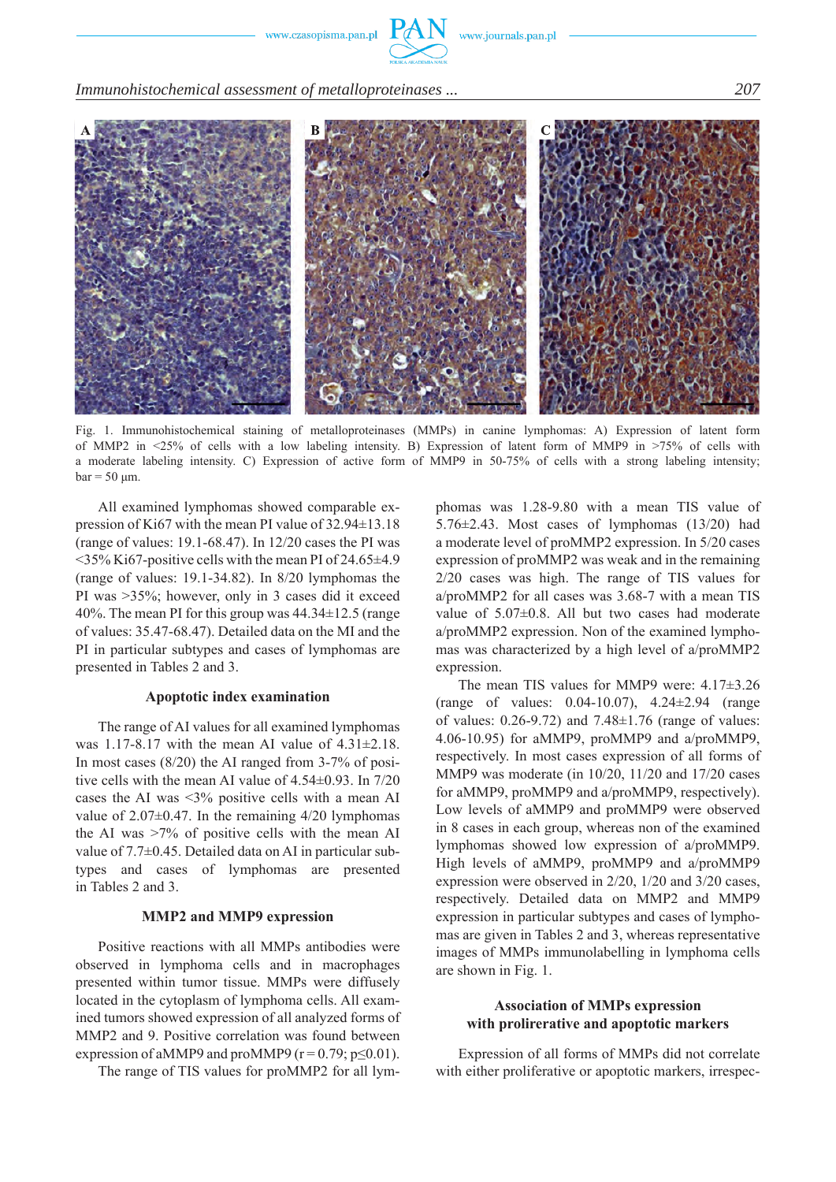Fig. 1. Immunohistochemical staining of metalloproteinases (MMPs) in canine lymphomas: A) Expression of latent form of MMP2 in <25% of cells with a low labeling intensity. B) Expression of latent form of MMP9 in >75% of cells with a moderate labeling intensity. C) Expression of active form of MMP9 in 50-75% of cells with a strong labeling intensity; bar = 50 µm.

All examined lymphomas showed comparable expression of Ki67 with the mean PI value of 32.94±13.18 (range of values: 19.1-68.47). In 12/20 cases the PI was <35% Ki67-positive cells with the mean PI of 24.65±4.9 (range of values: 19.1-34.82). In 8/20 lymphomas the PI was >35%; however, only in 3 cases did it exceed 40%. The mean PI for this group was 44.34±12.5 (range of values: 35.47-68.47). Detailed data on the MI and the PI in particular subtypes and cases of lymphomas are presented in Tables 2 and 3.

### Apoptotic index examination

The range of AI values for all examined lymphomas was 1.17-8.17 with the mean AI value of 4.31±2.18. In most cases (8/20) the AI ranged from 3-7% of positive cells with the mean AI value of 4.54±0.93. In 7/20 cases the AI was <3% positive cells with a mean AI value of 2.07±0.47. In the remaining 4/20 lymphomas the AI was >7% of positive cells with the mean AI value of 7.7±0.45. Detailed data on AI in particular subtypes and cases of lymphomas are presented in Tables 2 and 3.

### MMP2 and MMP9 expression

Positive reactions with all MMPs antibodies were observed in lymphoma cells and in macrophages presented within tumor tissue. MMPs were diffusely located in the cytoplasm of lymphoma cells. All examined tumors showed expression of all analyzed forms of MMP2 and 9. Positive correlation was found between expression of aMMP9 and proMMP9 ($r = 0.79$; $p \leq 0.01$).

The range of TIS values for proMMP2 for all lymphomas was 1.28-9.80 with a mean TIS value of 5.76±2.43. Most cases of lymphomas (13/20) had a moderate level of proMMP2 expression. In 5/20 cases expression of proMMP2 was weak and in the remaining 2/20 cases was high. The range of TIS values for a/proMMP2 for all cases was 3.68-7 with a mean TIS value of 5.07±0.8. All but two cases had moderate a/proMMP2 expression. Non of the examined lymphomas was characterized by a high level of a/proMMP2 expression.

The mean TIS values for MMP9 were: 4.17±3.26 (range of values: 0.04-10.07), 4.24±2.94 (range of values: 0.26-9.72) and 7.48±1.76 (range of values: 4.06-10.95) for aMMP9, proMMP9 and a/proMMP9, respectively. In most cases expression of all forms of MMP9 was moderate (in 10/20, 11/20 and 17/20 cases for aMMP9, proMMP9 and a/proMMP9, respectively). Low levels of aMMP9 and proMMP9 were observed in 8 cases in each group, whereas non of the examined lymphomas showed low expression of a/proMMP9. High levels of aMMP9, proMMP9 and a/proMMP9 expression were observed in 2/20, 1/20 and 3/20 cases, respectively. Detailed data on MMP2 and MMP9 expression in particular subtypes and cases of lymphomas are given in Tables 2 and 3, whereas representative images of MMPs immunolabelling in lymphoma cells are shown in Fig. 1.

### Association of MMPs expression with prolirerative and apoptotic markers

Expression of all forms of MMPs did not correlate with either proliferative or apoptotic markers, irrespec-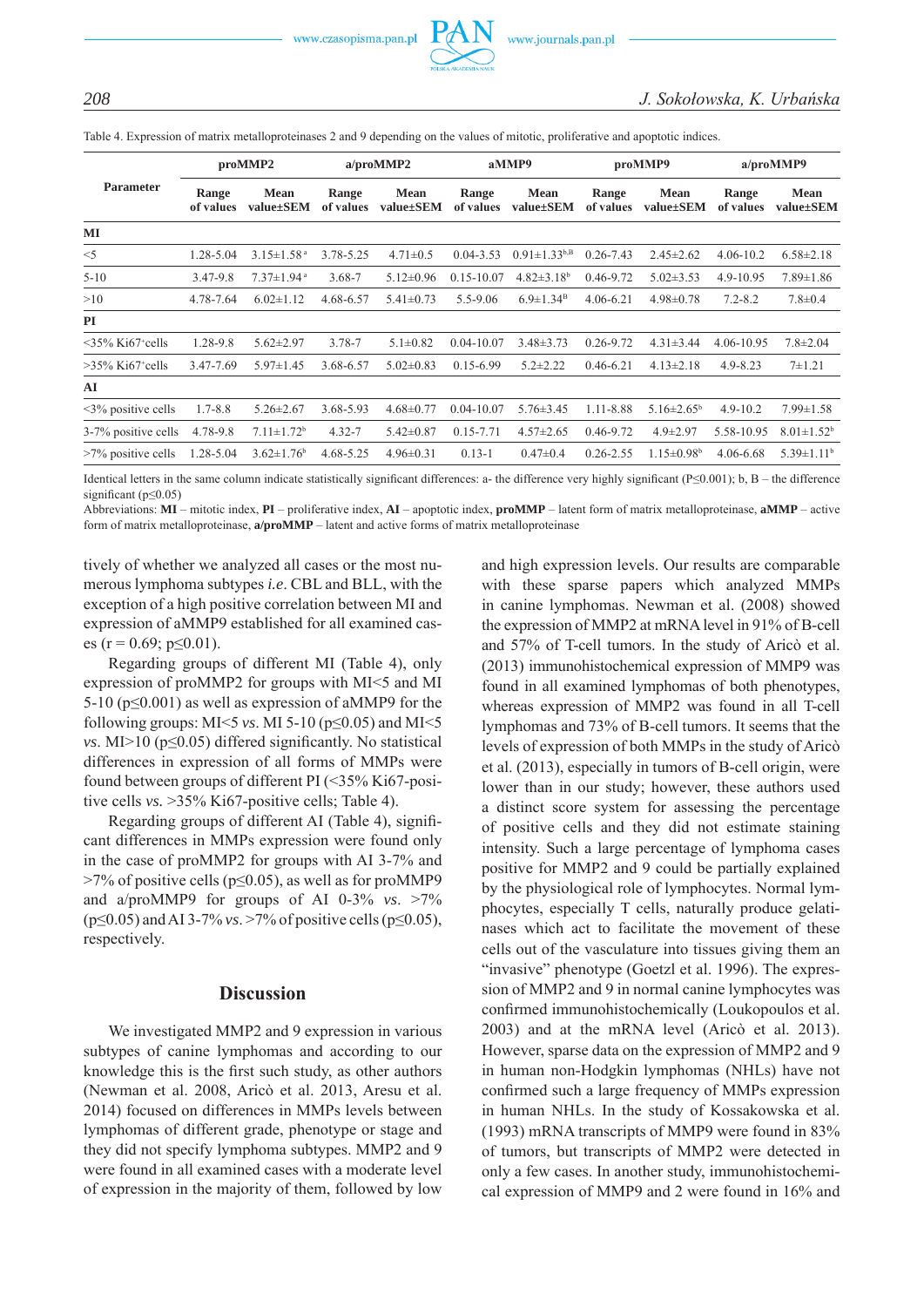Table 4. Expression of matrix metalloproteinases 2 and 9 depending on the values of mitotic, proliferative and apoptotic indices.

| Parameter | proMMP2 | | a/proMMP2 | | aMMP9 | | proMMP9 | | a/proMMP9 | |
|---|---|---|---|---|---|---|---|---|---|---|
| | Range of values | Mean value±SEM | Range of values | Mean value±SEM | Range of values | Mean value±SEM | Range of values | Mean value±SEM | Range of values | Mean value±SEM |
| **MI** | | | | | | | | | | |
| <5 | 1.28-5.04 | 3.15±1.58 [a] | 3.78-5.25 | 4.71±0.5 | 0.04-3.53 | 0.91±1.33 [b,B] | 0.26-7.43 | 2.45±2.62 | 4.06-10.2 | 6.58±2.18 |
| 5-10 | 3.47-9.8 | 7.37±1.94 [a] | 3.68-7 | 5.12±0.96 | 0.15-10.07 | 4.82±3.18 [b] | 0.46-9.72 | 5.02±3.53 | 4.9-10.95 | 7.89±1.86 |
| >10 | 4.78-7.64 | 6.02±1.12 | 4.68-6.57 | 5.41±0.73 | 5.5-9.06 | 6.9±1.34 [B] | 4.06-6.21 | 4.98±0.78 | 7.2-8.2 | 7.8±0.4 |
| **PI** | | | | | | | | | | |
| <35% Ki67+cells | 1.28-9.8 | 5.62±2.97 | 3.78-7 | 5.1±0.82 | 0.04-10.07 | 3.48±3.73 | 0.26-9.72 | 4.31±3.44 | 4.06-10.95 | 7.8±2.04 |
| >35% Ki67+cells | 3.47-7.69 | 5.97±1.45 | 3.68-6.57 | 5.02±0.83 | 0.15-6.99 | 5.2±2.22 | 0.46-6.21 | 4.13±2.18 | 4.9-8.23 | 7±1.21 |
| **AI** | | | | | | | | | | |
| <3% positive cells | 1.7-8.8 | 5.26±2.67 | 3.68-5.93 | 4.68±0.77 | 0.04-10.07 | 5.76±3.45 | 1.11-8.88 | 5.16±2.65 [b] | 4.9-10.2 | 7.99±1.58 |
| 3-7% positive cells | 4.78-9.8 | 7.11±1.72 [b] | 4.32-7 | 5.42±0.87 | 0.15-7.71 | 4.57±2.65 | 0.46-9.72 | 4.9±2.97 | 5.58-10.95 | 8.01±1.52 [b] |
| >7% positive cells | 1.28-5.04 | 3.62±1.76 [b] | 4.68-5.25 | 4.96±0.31 | 0.13-1 | 0.47±0.4 | 0.26-2.55 | 1.15±0.98 [b] | 4.06-6.68 | 5.39±1.11 [b] |

Identical letters in the same column indicate statistically significant differences: a- the difference very highly significant (P≤0.001); b, B – the difference significant (p≤0.05)
Abbreviations: **MI** – mitotic index, **PI** – proliferative index, **AI** – apoptotic index, **proMMP** – latent form of matrix metalloproteinase, **aMMP** – active form of matrix metalloproteinase, **a/proMMP** – latent and active forms of matrix metalloproteinase

tively of whether we analyzed all cases or the most numerous lymphoma subtypes *i.e.* CBL and BLL, with the exception of a high positive correlation between MI and expression of aMMP9 established for all examined cases (r = 0.69; p≤0.01).

Regarding groups of different MI (Table 4), only expression of proMMP2 for groups with MI<5 and MI 5-10 (p≤0.001) as well as expression of aMMP9 for the following groups: MI<5 *vs.* MI 5-10 (p≤0.05) and MI<5 *vs.* MI>10 (p≤0.05) differed significantly. No statistical differences in expression of all forms of MMPs were found between groups of different PI (<35% Ki67-positive cells *vs.* >35% Ki67-positive cells; Table 4).

Regarding groups of different AI (Table 4), significant differences in MMPs expression were found only in the case of proMMP2 for groups with AI 3-7% and >7% of positive cells (p≤0.05), as well as for proMMP9 and a/proMMP9 for groups of AI 0-3% *vs.* >7% (p≤0.05) and AI 3-7% *vs.* >7% of positive cells (p≤0.05), respectively.

## Discussion

We investigated MMP2 and 9 expression in various subtypes of canine lymphomas and according to our knowledge this is the first such study, as other authors (Newman et al. 2008, Aricò et al. 2013, Aresu et al. 2014) focused on differences in MMPs levels between lymphomas of different grade, phenotype or stage and they did not specify lymphoma subtypes. MMP2 and 9 were found in all examined cases with a moderate level of expression in the majority of them, followed by low and high expression levels. Our results are comparable with these sparse papers which analyzed MMPs in canine lymphomas. Newman et al. (2008) showed the expression of MMP2 at mRNA level in 91% of B-cell and 57% of T-cell tumors. In the study of Aricò et al. (2013) immunohistochemical expression of MMP9 was found in all examined lymphomas of both phenotypes, whereas expression of MMP2 was found in all T-cell lymphomas and 73% of B-cell tumors. It seems that the levels of expression of both MMPs in the study of Aricò et al. (2013), especially in tumors of B-cell origin, were lower than in our study; however, these authors used a distinct score system for assessing the percentage of positive cells and they did not estimate staining intensity. Such a large percentage of lymphoma cases positive for MMP2 and 9 could be partially explained by the physiological role of lymphocytes. Normal lymphocytes, especially T cells, naturally produce gelatinases which act to facilitate the movement of these cells out of the vasculature into tissues giving them an "invasive" phenotype (Goetzl et al. 1996). The expression of MMP2 and 9 in normal canine lymphocytes was confirmed immunohistochemically (Loukopoulos et al. 2003) and at the mRNA level (Aricò et al. 2013). However, sparse data on the expression of MMP2 and 9 in human non-Hodgkin lymphomas (NHLs) have not confirmed such a large frequency of MMPs expression in human NHLs. In the study of Kossakowska et al. (1993) mRNA transcripts of MMP9 were found in 83% of tumors, but transcripts of MMP2 were detected in only a few cases. In another study, immunohistochemical expression of MMP9 and 2 were found in 16% and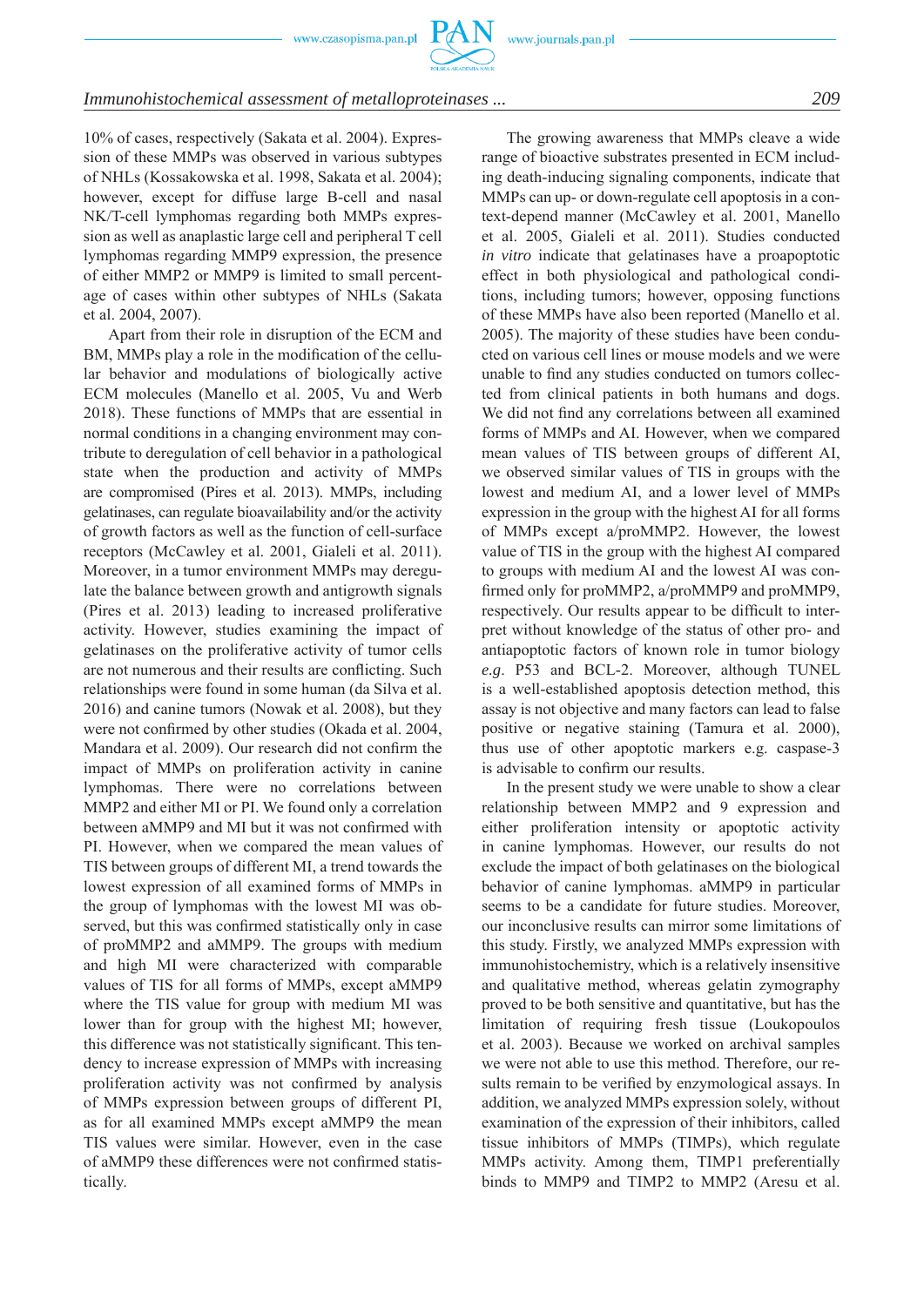10% of cases, respectively (Sakata et al. 2004). Expression of these MMPs was observed in various subtypes of NHLs (Kossakowska et al. 1998, Sakata et al. 2004); however, except for diffuse large B-cell and nasal NK/T-cell lymphomas regarding both MMPs expression as well as anaplastic large cell and peripheral T cell lymphomas regarding MMP9 expression, the presence of either MMP2 or MMP9 is limited to small percentage of cases within other subtypes of NHLs (Sakata et al. 2004, 2007).

Apart from their role in disruption of the ECM and BM, MMPs play a role in the modification of the cellular behavior and modulations of biologically active ECM molecules (Manello et al. 2005, Vu and Werb 2018). These functions of MMPs that are essential in normal conditions in a changing environment may contribute to deregulation of cell behavior in a pathological state when the production and activity of MMPs are compromised (Pires et al. 2013). MMPs, including gelatinases, can regulate bioavailability and/or the activity of growth factors as well as the function of cell-surface receptors (McCawley et al. 2001, Gialeli et al. 2011). Moreover, in a tumor environment MMPs may deregulate the balance between growth and antigrowth signals (Pires et al. 2013) leading to increased proliferative activity. However, studies examining the impact of gelatinases on the proliferative activity of tumor cells are not numerous and their results are conflicting. Such relationships were found in some human (da Silva et al. 2016) and canine tumors (Nowak et al. 2008), but they were not confirmed by other studies (Okada et al. 2004, Mandara et al. 2009). Our research did not confirm the impact of MMPs on proliferation activity in canine lymphomas. There were no correlations between MMP2 and either MI or PI. We found only a correlation between aMMP9 and MI but it was not confirmed with PI. However, when we compared the mean values of TIS between groups of different MI, a trend towards the lowest expression of all examined forms of MMPs in the group of lymphomas with the lowest MI was observed, but this was confirmed statistically only in case of proMMP2 and aMMP9. The groups with medium and high MI were characterized with comparable values of TIS for all forms of MMPs, except aMMP9 where the TIS value for group with medium MI was lower than for group with the highest MI; however, this difference was not statistically significant. This tendency to increase expression of MMPs with increasing proliferation activity was not confirmed by analysis of MMPs expression between groups of different PI, as for all examined MMPs except aMMP9 the mean TIS values were similar. However, even in the case of aMMP9 these differences were not confirmed statistically.

The growing awareness that MMPs cleave a wide range of bioactive substrates presented in ECM including death-inducing signaling components, indicate that MMPs can up- or down-regulate cell apoptosis in a context-depend manner (McCawley et al. 2001, Manello et al. 2005, Gialeli et al. 2011). Studies conducted *in vitro* indicate that gelatinases have a proapoptotic effect in both physiological and pathological conditions, including tumors; however, opposing functions of these MMPs have also been reported (Manello et al. 2005). The majority of these studies have been conducted on various cell lines or mouse models and we were unable to find any studies conducted on tumors collected from clinical patients in both humans and dogs. We did not find any correlations between all examined forms of MMPs and AI. However, when we compared mean values of TIS between groups of different AI, we observed similar values of TIS in groups with the lowest and medium AI, and a lower level of MMPs expression in the group with the highest AI for all forms of MMPs except a/proMMP2. However, the lowest value of TIS in the group with the highest AI compared to groups with medium AI and the lowest AI was confirmed only for proMMP2, a/proMMP9 and proMMP9, respectively. Our results appear to be difficult to interpret without knowledge of the status of other pro- and antiapoptotic factors of known role in tumor biology *e.g.* P53 and BCL-2. Moreover, although TUNEL is a well-established apoptosis detection method, this assay is not objective and many factors can lead to false positive or negative staining (Tamura et al. 2000), thus use of other apoptotic markers e.g. caspase-3 is advisable to confirm our results.

In the present study we were unable to show a clear relationship between MMP2 and 9 expression and either proliferation intensity or apoptotic activity in canine lymphomas. However, our results do not exclude the impact of both gelatinases on the biological behavior of canine lymphomas. aMMP9 in particular seems to be a candidate for future studies. Moreover, our inconclusive results can mirror some limitations of this study. Firstly, we analyzed MMPs expression with immunohistochemistry, which is a relatively insensitive and qualitative method, whereas gelatin zymography proved to be both sensitive and quantitative, but has the limitation of requiring fresh tissue (Loukopoulos et al. 2003). Because we worked on archival samples we were not able to use this method. Therefore, our results remain to be verified by enzymological assays. In addition, we analyzed MMPs expression solely, without examination of the expression of their inhibitors, called tissue inhibitors of MMPs (TIMPs), which regulate MMPs activity. Among them, TIMP1 preferentially binds to MMP9 and TIMP2 to MMP2 (Aresu et al.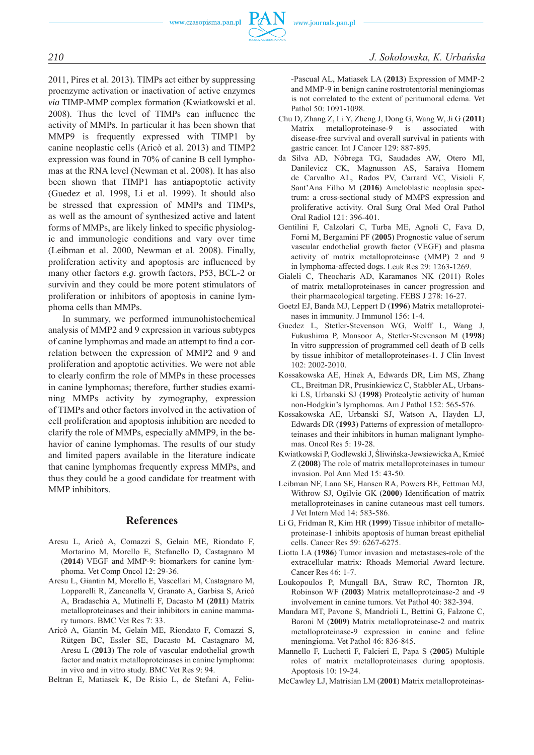2011, Pires et al. 2013). TIMPs act either by suppressing proenzyme activation or inactivation of active enzymes *via* TIMP-MMP complex formation (Kwiatkowski et al. 2008). Thus the level of TIMPs can influence the activity of MMPs. In particular it has been shown that MMP9 is frequently expressed with TIMP1 by canine neoplastic cells (Aricò et al. 2013) and TIMP2 expression was found in 70% of canine B cell lymphomas at the RNA level (Newman et al. 2008). It has also been shown that TIMP1 has antiapoptotic activity (Guedez et al. 1998, Li et al. 1999). It should also be stressed that expression of MMPs and TIMPs, as well as the amount of synthesized active and latent forms of MMPs, are likely linked to specific physiologic and immunologic conditions and vary over time (Leibman et al. 2000, Newman et al. 2008). Finally, proliferation activity and apoptosis are influenced by many other factors *e.g*. growth factors, P53, BCL-2 or survivin and they could be more potent stimulators of proliferation or inhibitors of apoptosis in canine lymphoma cells than MMPs.

In summary, we performed immunohistochemical analysis of MMP2 and 9 expression in various subtypes of canine lymphomas and made an attempt to find a correlation between the expression of MMP2 and 9 and proliferation and apoptotic activities. We were not able to clearly confirm the role of MMPs in these processes in canine lymphomas; therefore, further studies examining MMPs activity by zymography, expression of TIMPs and other factors involved in the activation of cell proliferation and apoptosis inhibition are needed to clarify the role of MMPs, especially aMMP9, in the behavior of canine lymphomas. The results of our study and limited papers available in the literature indicate that canine lymphomas frequently express MMPs, and thus they could be a good candidate for treatment with MMP inhibitors.

## References

Aresu L, Aricò A, Comazzi S, Gelain ME, Riondato F, Mortarino M, Morello E, Stefanello D, Castagnaro M (**2014**) VEGF and MMP-9: biomarkers for canine lymphoma. Vet Comp Oncol 12: 29-36.

Aresu L, Giantin M, Morello E, Vascellari M, Castagnaro M, Lopparelli R, Zancanella V, Granato A, Garbisa S, Aricò A, Bradaschia A, Mutinelli F, Dacasto M (**2011**) Matrix metalloproteinases and their inhibitors in canine mammary tumors. BMC Vet Res 7: 33.

Aricò A, Giantin M, Gelain ME, Riondato F, Comazzi S, Rütgen BC, Essler SE, Dacasto M, Castagnaro M, Aresu L (**2013**) The role of vascular endothelial growth factor and matrix metalloproteinases in canine lymphoma: in vivo and in vitro study. BMC Vet Res 9: 94.

Beltran E, Matiasek K, De Risio L, de Stefani A, Feliu-Pascual AL, Matiasek LA (**2013**) Expression of MMP-2 and MMP-9 in benign canine rostrotentorial meningiomas is not correlated to the extent of peritumoral edema. Vet Pathol 50: 1091-1098.

Chu D, Zhang Z, Li Y, Zheng J, Dong G, Wang W, Ji G (**2011**) Matrix metalloproteinase-9 is associated with disease-free survival and overall survival in patients with gastric cancer. Int J Cancer 129: 887-895.

da Silva AD, Nóbrega TG, Saudades AW, Otero MI, Danilevicz CK, Magnusson AS, Saraiva Homem de Carvalho AL, Rados PV, Carrard VC, Visioli F, Sant'Ana Filho M (**2016**) Ameloblastic neoplasia spectrum: a cross-sectional study of MMPS expression and proliferative activity. Oral Surg Oral Med Oral Pathol Oral Radiol 121: 396-401.

Gentilini F, Calzolari C, Turba ME, Agnoli C, Fava D, Forni M, Bergamini PF (**2005**) Prognostic value of serum vascular endothelial growth factor (VEGF) and plasma activity of matrix metalloproteinase (MMP) 2 and 9 in lymphoma-affected dogs. Leuk Res 29: 1263-1269.

Gialeli C, Theocharis AD, Karamanos NK (2011) Roles of matrix metalloproteinases in cancer progression and their pharmacological targeting. FEBS J 278: 16-27.

Goetzl EJ, Banda MJ, Leppert D (**1996**) Matrix metalloproteinases in immunity. J Immunol 156: 1-4.

Guedez L, Stetler-Stevenson WG, Wolff L, Wang J, Fukushima P, Mansoor A, Stetler-Stevenson M (**1998**) In vitro suppression of programmed cell death of B cells by tissue inhibitor of metalloproteinases-1. J Clin Invest 102: 2002-2010.

Kossakowska AE, Hinek A, Edwards DR, Lim MS, Zhang CL, Breitman DR, Prusinkiewicz C, Stabbler AL, Urbanski LS, Urbanski SJ (**1998**) Proteolytic activity of human non-Hodgkin's lymphomas. Am J Pathol 152: 565-576.

Kossakowska AE, Urbanski SJ, Watson A, Hayden LJ, Edwards DR (**1993**) Patterns of expression of metalloproteinases and their inhibitors in human malignant lymphomas. Oncol Res 5: 19-28.

Kwiatkowski P, Godlewski J, Śliwińska-Jewsiewicka A, Kmieć Z (**2008**) The role of matrix metalloproteinases in tumour invasion. Pol Ann Med 15: 43-50.

Leibman NF, Lana SE, Hansen RA, Powers BE, Fettman MJ, Withrow SJ, Ogilvie GK (**2000**) Identification of matrix metalloproteinases in canine cutaneous mast cell tumors. J Vet Intern Med 14: 583-586.

Li G, Fridman R, Kim HR (**1999**) Tissue inhibitor of metalloproteinase-1 inhibits apoptosis of human breast epithelial cells. Cancer Res 59: 6267-6275.

Liotta LA (**1986**) Tumor invasion and metastases-role of the extracellular matrix: Rhoads Memorial Award lecture. Cancer Res 46: 1-7.

Loukopoulos P, Mungall BA, Straw RC, Thornton JR, Robinson WF (**2003**) Matrix metalloproteinase-2 and -9 involvement in canine tumors. Vet Pathol 40: 382-394.

Mandara MT, Pavone S, Mandrioli L, Bettini G, Falzone C, Baroni M (**2009**) Matrix metalloproteinase-2 and matrix metalloproteinase-9 expression in canine and feline meningioma. Vet Pathol 46: 836-845.

Mannello F, Luchetti F, Falcieri E, Papa S (**2005**) Multiple roles of matrix metalloproteinases during apoptosis. Apoptosis 10: 19-24.

McCawley LJ, Matrisian LM (**2001**) Matrix metalloproteinas-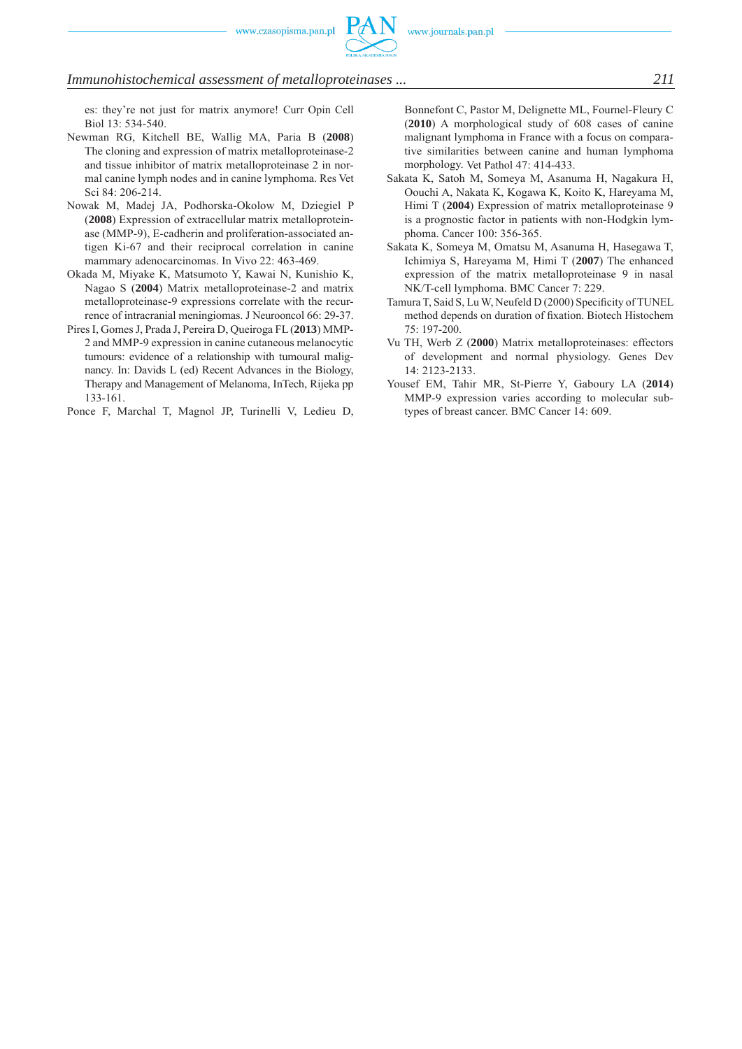es: they're not just for matrix anymore! Curr Opin Cell Biol 13: 534-540.

Newman RG, Kitchell BE, Wallig MA, Paria B (**2008**) The cloning and expression of matrix metalloproteinase-2 and tissue inhibitor of matrix metalloproteinase 2 in normal canine lymph nodes and in canine lymphoma. Res Vet Sci 84: 206-214.

Nowak M, Madej JA, Podhorska-Okolow M, Dziegiel P (**2008**) Expression of extracellular matrix metalloproteinase (MMP-9), E-cadherin and proliferation-associated antigen Ki-67 and their reciprocal correlation in canine mammary adenocarcinomas. In Vivo 22: 463-469.

Okada M, Miyake K, Matsumoto Y, Kawai N, Kunishio K, Nagao S (**2004**) Matrix metalloproteinase-2 and matrix metalloproteinase-9 expressions correlate with the recurrence of intracranial meningiomas. J Neurooncol 66: 29-37.

Pires I, Gomes J, Prada J, Pereira D, Queiroga FL (**2013**) MMP-2 and MMP-9 expression in canine cutaneous melanocytic tumours: evidence of a relationship with tumoural malignancy. In: Davids L (ed) Recent Advances in the Biology, Therapy and Management of Melanoma, InTech, Rijeka pp 133-161.

Ponce F, Marchal T, Magnol JP, Turinelli V, Ledieu D, Bonnefont C, Pastor M, Delignette ML, Fournel-Fleury C (**2010**) A morphological study of 608 cases of canine malignant lymphoma in France with a focus on comparative similarities between canine and human lymphoma morphology. Vet Pathol 47: 414-433.

Sakata K, Satoh M, Someya M, Asanuma H, Nagakura H, Oouchi A, Nakata K, Kogawa K, Koito K, Hareyama M, Himi T (**2004**) Expression of matrix metalloproteinase 9 is a prognostic factor in patients with non-Hodgkin lymphoma. Cancer 100: 356-365.

Sakata K, Someya M, Omatsu M, Asanuma H, Hasegawa T, Ichimiya S, Hareyama M, Himi T (**2007**) The enhanced expression of the matrix metalloproteinase 9 in nasal NK/T-cell lymphoma. BMC Cancer 7: 229.

Tamura T, Said S, Lu W, Neufeld D (2000) Specificity of TUNEL method depends on duration of fixation. Biotech Histochem 75: 197-200.

Vu TH, Werb Z (**2000**) Matrix metalloproteinases: effectors of development and normal physiology. Genes Dev 14: 2123-2133.

Yousef EM, Tahir MR, St-Pierre Y, Gaboury LA (**2014**) MMP-9 expression varies according to molecular subtypes of breast cancer. BMC Cancer 14: 609.